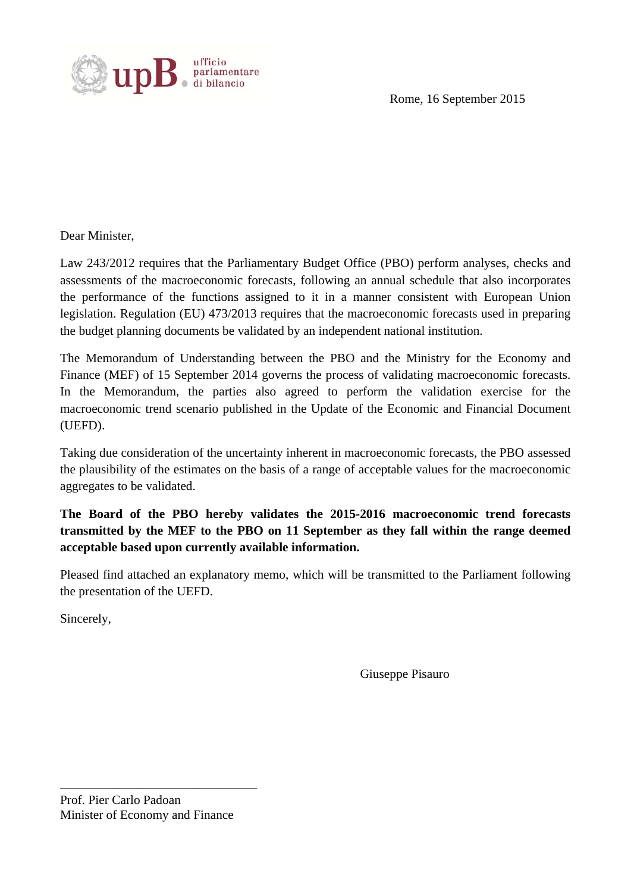upB. ufficio parlamentare di bilancio

Rome, 16 September 2015

Dear Minister,

Law 243/2012 requires that the Parliamentary Budget Office (PBO) perform analyses, checks and assessments of the macroeconomic forecasts, following an annual schedule that also incorporates the performance of the functions assigned to it in a manner consistent with European Union legislation. Regulation (EU) 473/2013 requires that the macroeconomic forecasts used in preparing the budget planning documents be validated by an independent national institution.

The Memorandum of Understanding between the PBO and the Ministry for the Economy and Finance (MEF) of 15 September 2014 governs the process of validating macroeconomic forecasts. In the Memorandum, the parties also agreed to perform the validation exercise for the macroeconomic trend scenario published in the Update of the Economic and Financial Document (UEFD).

Taking due consideration of the uncertainty inherent in macroeconomic forecasts, the PBO assessed the plausibility of the estimates on the basis of a range of acceptable values for the macroeconomic aggregates to be validated.

**The Board of the PBO hereby validates the 2015-2016 macroeconomic trend forecasts transmitted by the MEF to the PBO on 11 September as they fall within the range deemed acceptable based upon currently available information.**

Pleased find attached an explanatory memo, which will be transmitted to the Parliament following the presentation of the UEFD.

Sincerely,

Giuseppe Pisauro

Prof. Pier Carlo Padoan
Minister of Economy and Finance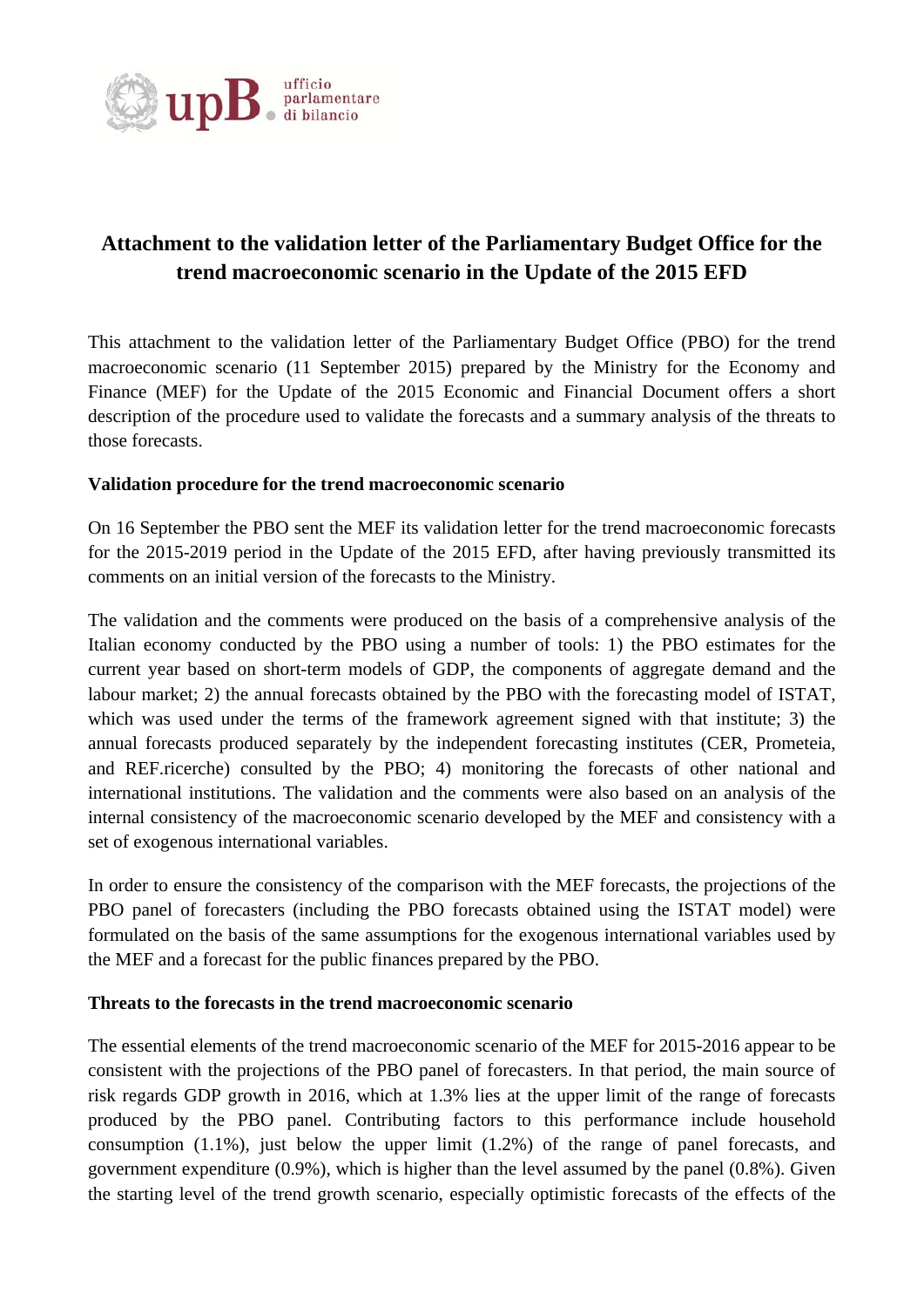# Attachment to the validation letter of the Parliamentary Budget Office for the trend macroeconomic scenario in the Update of the 2015 EFD

This attachment to the validation letter of the Parliamentary Budget Office (PBO) for the trend macroeconomic scenario (11 September 2015) prepared by the Ministry for the Economy and Finance (MEF) for the Update of the 2015 Economic and Financial Document offers a short description of the procedure used to validate the forecasts and a summary analysis of the threats to those forecasts.

**Validation procedure for the trend macroeconomic scenario**

On 16 September the PBO sent the MEF its validation letter for the trend macroeconomic forecasts for the 2015-2019 period in the Update of the 2015 EFD, after having previously transmitted its comments on an initial version of the forecasts to the Ministry.

The validation and the comments were produced on the basis of a comprehensive analysis of the Italian economy conducted by the PBO using a number of tools: 1) the PBO estimates for the current year based on short-term models of GDP, the components of aggregate demand and the labour market; 2) the annual forecasts obtained by the PBO with the forecasting model of ISTAT, which was used under the terms of the framework agreement signed with that institute; 3) the annual forecasts produced separately by the independent forecasting institutes (CER, Prometeia, and REF.ricerche) consulted by the PBO; 4) monitoring the forecasts of other national and international institutions. The validation and the comments were also based on an analysis of the internal consistency of the macroeconomic scenario developed by the MEF and consistency with a set of exogenous international variables.

In order to ensure the consistency of the comparison with the MEF forecasts, the projections of the PBO panel of forecasters (including the PBO forecasts obtained using the ISTAT model) were formulated on the basis of the same assumptions for the exogenous international variables used by the MEF and a forecast for the public finances prepared by the PBO.

**Threats to the forecasts in the trend macroeconomic scenario**

The essential elements of the trend macroeconomic scenario of the MEF for 2015-2016 appear to be consistent with the projections of the PBO panel of forecasters. In that period, the main source of risk regards GDP growth in 2016, which at 1.3% lies at the upper limit of the range of forecasts produced by the PBO panel. Contributing factors to this performance include household consumption (1.1%), just below the upper limit (1.2%) of the range of panel forecasts, and government expenditure (0.9%), which is higher than the level assumed by the panel (0.8%). Given the starting level of the trend growth scenario, especially optimistic forecasts of the effects of the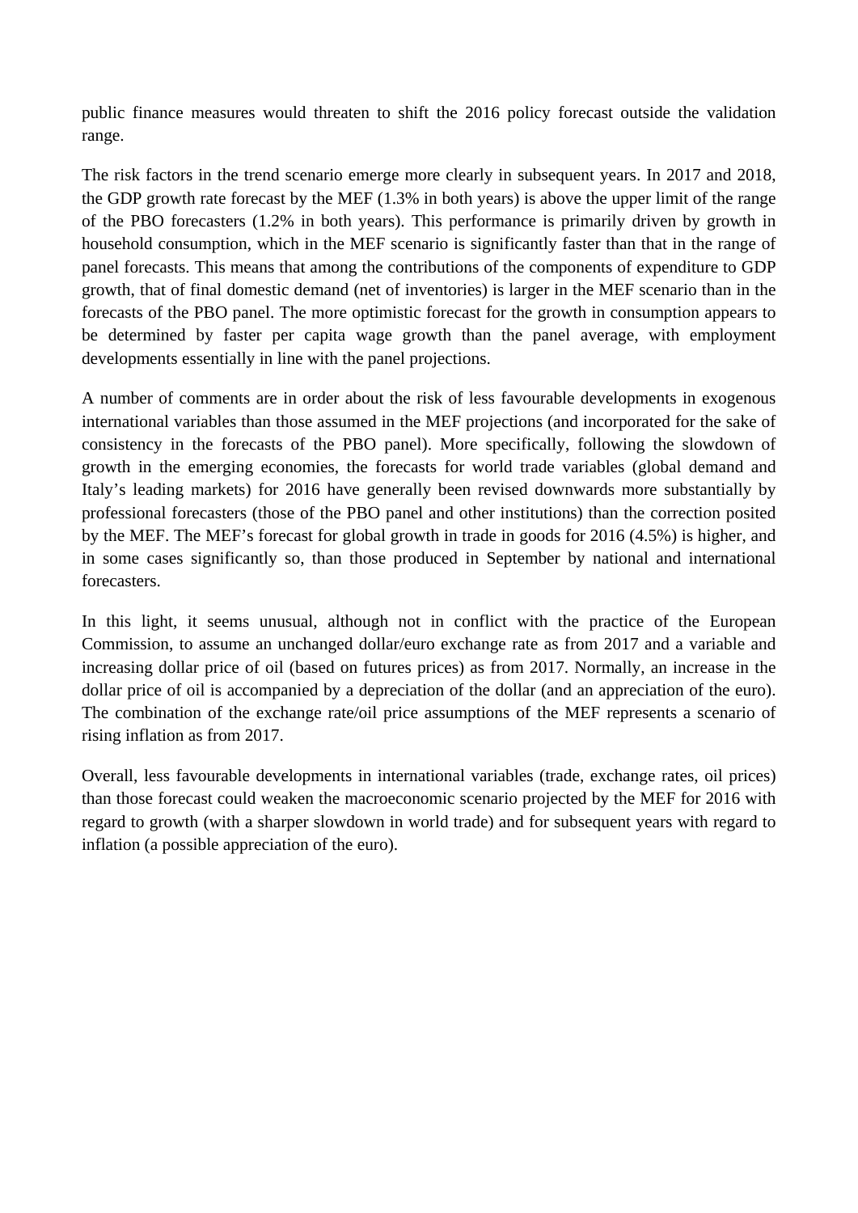public finance measures would threaten to shift the 2016 policy forecast outside the validation range.

The risk factors in the trend scenario emerge more clearly in subsequent years. In 2017 and 2018, the GDP growth rate forecast by the MEF (1.3% in both years) is above the upper limit of the range of the PBO forecasters (1.2% in both years). This performance is primarily driven by growth in household consumption, which in the MEF scenario is significantly faster than that in the range of panel forecasts. This means that among the contributions of the components of expenditure to GDP growth, that of final domestic demand (net of inventories) is larger in the MEF scenario than in the forecasts of the PBO panel. The more optimistic forecast for the growth in consumption appears to be determined by faster per capita wage growth than the panel average, with employment developments essentially in line with the panel projections.

A number of comments are in order about the risk of less favourable developments in exogenous international variables than those assumed in the MEF projections (and incorporated for the sake of consistency in the forecasts of the PBO panel). More specifically, following the slowdown of growth in the emerging economies, the forecasts for world trade variables (global demand and Italy's leading markets) for 2016 have generally been revised downwards more substantially by professional forecasters (those of the PBO panel and other institutions) than the correction posited by the MEF. The MEF's forecast for global growth in trade in goods for 2016 (4.5%) is higher, and in some cases significantly so, than those produced in September by national and international forecasters.

In this light, it seems unusual, although not in conflict with the practice of the European Commission, to assume an unchanged dollar/euro exchange rate as from 2017 and a variable and increasing dollar price of oil (based on futures prices) as from 2017. Normally, an increase in the dollar price of oil is accompanied by a depreciation of the dollar (and an appreciation of the euro). The combination of the exchange rate/oil price assumptions of the MEF represents a scenario of rising inflation as from 2017.

Overall, less favourable developments in international variables (trade, exchange rates, oil prices) than those forecast could weaken the macroeconomic scenario projected by the MEF for 2016 with regard to growth (with a sharper slowdown in world trade) and for subsequent years with regard to inflation (a possible appreciation of the euro).